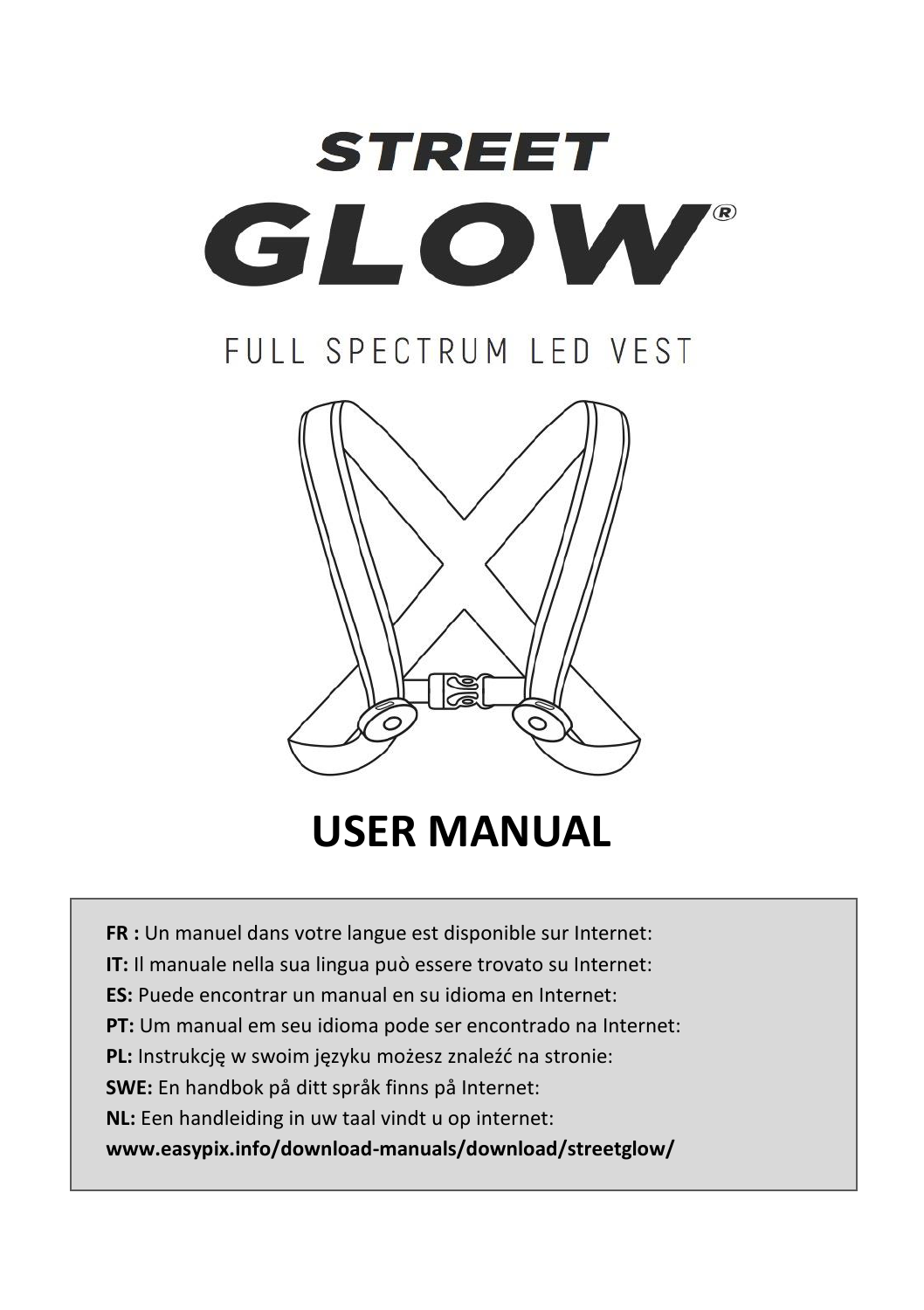# STREET GLOW®

FULL SPECTRUM LED VEST

# USER MANUAL

**FR :** Un manuel dans votre langue est disponible sur Internet:
**IT:** Il manuale nella sua lingua può essere trovato su Internet:
**ES:** Puede encontrar un manual en su idioma en Internet:
**PT:** Um manual em seu idioma pode ser encontrado na Internet:
**PL:** Instrukcję w swoim języku możesz znaleźć na stronie:
**SWE:** En handbok på ditt språk finns på Internet:
**NL:** Een handleiding in uw taal vindt u op internet:
**www.easypix.info/download-manuals/download/streetglow/**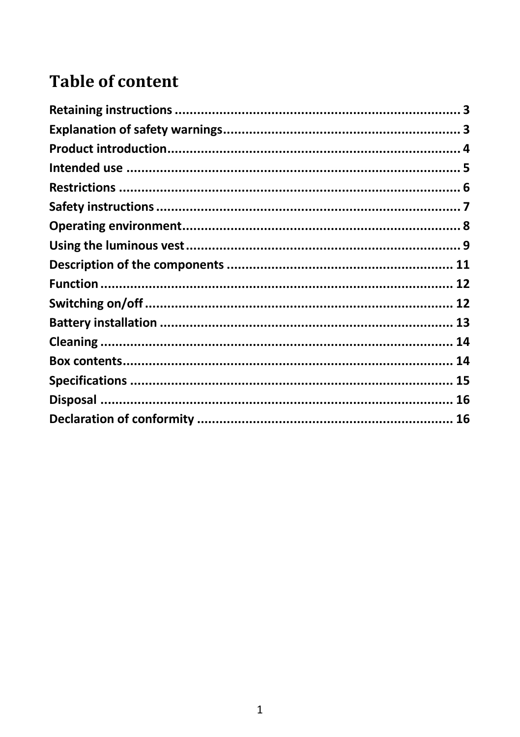# Table of content

**Retaining instructions ............................................................................ 3**
**Explanation of safety warnings ............................................................... 3**
**Product introduction ............................................................................... 4**
**Intended use .......................................................................................... 5**
**Restrictions ............................................................................................ 6**
**Safety instructions .................................................................................. 7**
**Operating environment ........................................................................... 8**
**Using the luminous vest .......................................................................... 9**
**Description of the components ............................................................. 11**
**Function ................................................................................................ 12**
**Switching on/off ..................................................................................... 12**
**Battery installation ................................................................................ 13**
**Cleaning ................................................................................................ 14**
**Box contents .......................................................................................... 14**
**Specifications ........................................................................................ 15**
**Disposal ................................................................................................ 16**
**Declaration of conformity ..................................................................... 16**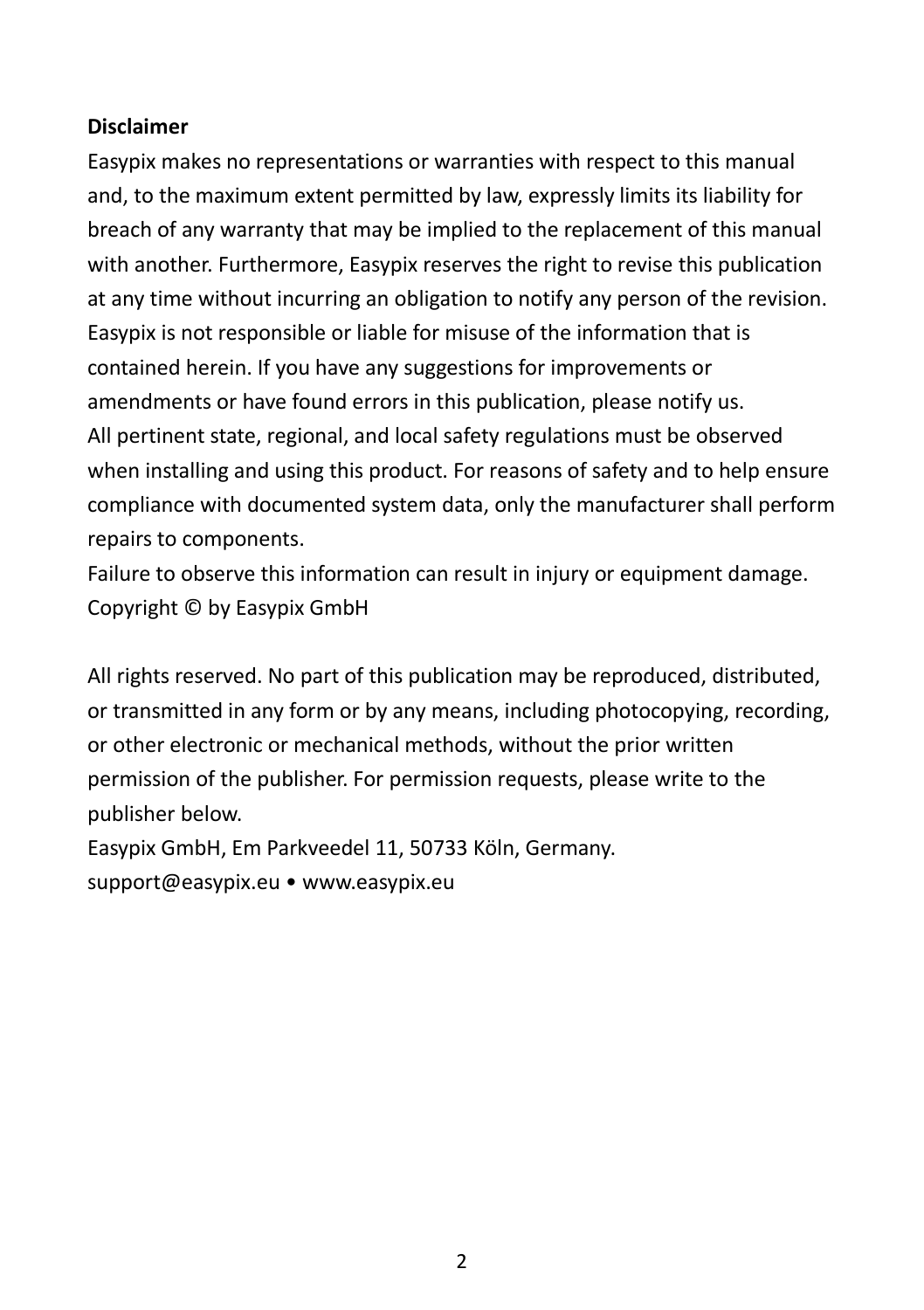**Disclaimer**

Easypix makes no representations or warranties with respect to this manual and, to the maximum extent permitted by law, expressly limits its liability for breach of any warranty that may be implied to the replacement of this manual with another. Furthermore, Easypix reserves the right to revise this publication at any time without incurring an obligation to notify any person of the revision. Easypix is not responsible or liable for misuse of the information that is contained herein. If you have any suggestions for improvements or amendments or have found errors in this publication, please notify us.
All pertinent state, regional, and local safety regulations must be observed when installing and using this product. For reasons of safety and to help ensure compliance with documented system data, only the manufacturer shall perform repairs to components.
Failure to observe this information can result in injury or equipment damage.
Copyright © by Easypix GmbH

All rights reserved. No part of this publication may be reproduced, distributed, or transmitted in any form or by any means, including photocopying, recording, or other electronic or mechanical methods, without the prior written permission of the publisher. For permission requests, please write to the publisher below.
Easypix GmbH, Em Parkveedel 11, 50733 Köln, Germany.
support@easypix.eu • www.easypix.eu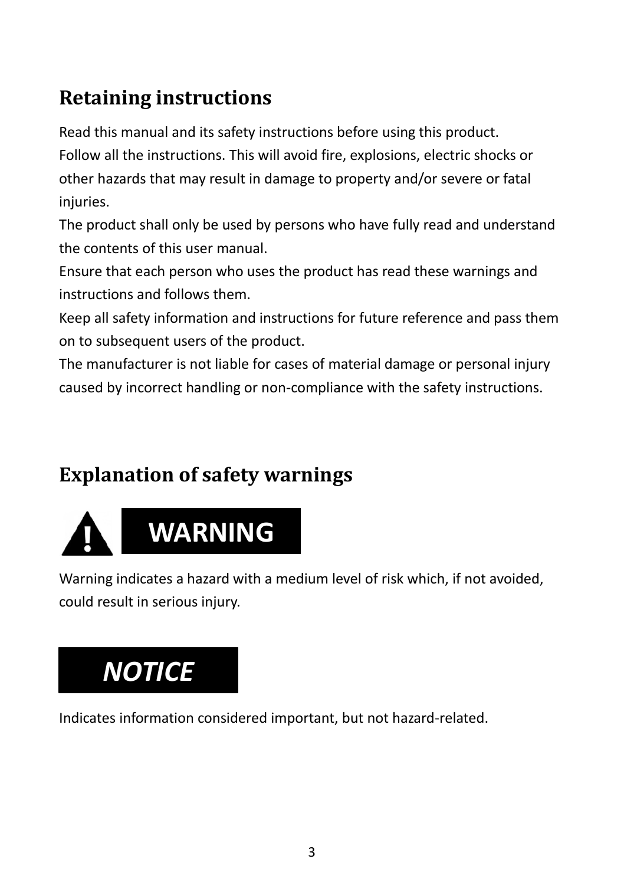## Retaining instructions

Read this manual and its safety instructions before using this product.
Follow all the instructions. This will avoid fire, explosions, electric shocks or other hazards that may result in damage to property and/or severe or fatal injuries.
The product shall only be used by persons who have fully read and understand the contents of this user manual.
Ensure that each person who uses the product has read these warnings and instructions and follows them.
Keep all safety information and instructions for future reference and pass them on to subsequent users of the product.
The manufacturer is not liable for cases of material damage or personal injury caused by incorrect handling or non-compliance with the safety instructions.

## Explanation of safety warnings

**WARNING**

Warning indicates a hazard with a medium level of risk which, if not avoided, could result in serious injury.

***NOTICE***

Indicates information considered important, but not hazard-related.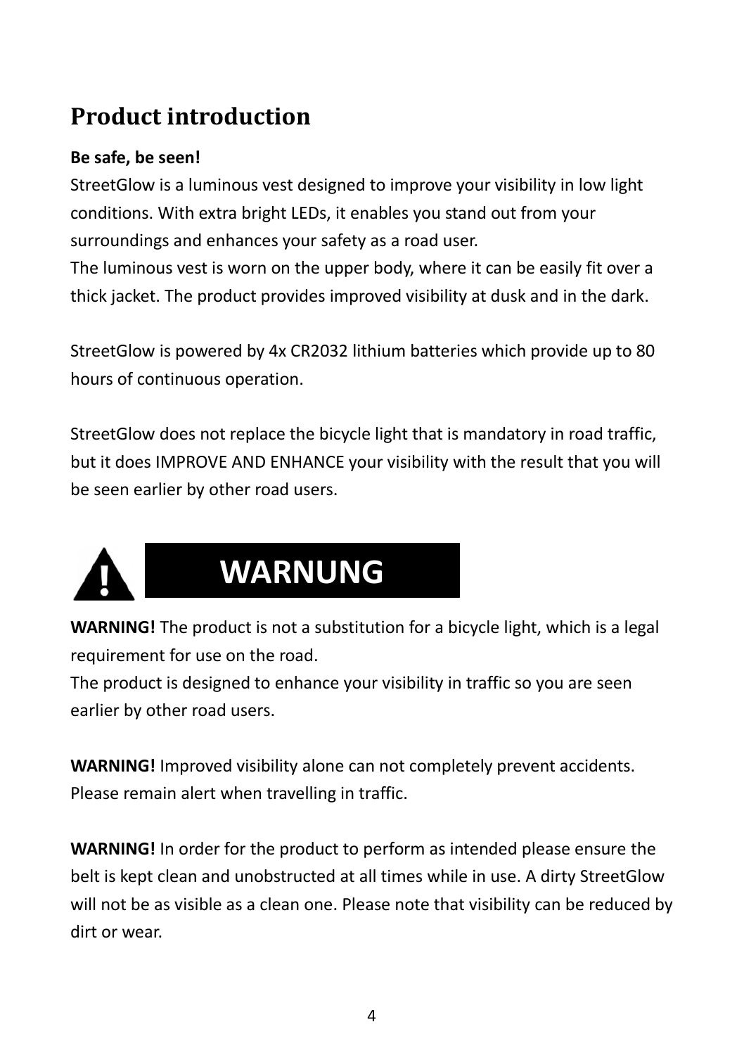# Product introduction

**Be safe, be seen!**
StreetGlow is a luminous vest designed to improve your visibility in low light conditions. With extra bright LEDs, it enables you stand out from your surroundings and enhances your safety as a road user.
The luminous vest is worn on the upper body, where it can be easily fit over a thick jacket. The product provides improved visibility at dusk and in the dark.

StreetGlow is powered by 4x CR2032 lithium batteries which provide up to 80 hours of continuous operation.

StreetGlow does not replace the bicycle light that is mandatory in road traffic, but it does IMPROVE AND ENHANCE your visibility with the result that you will be seen earlier by other road users.

## WARNUNG

**WARNING!** The product is not a substitution for a bicycle light, which is a legal requirement for use on the road.
The product is designed to enhance your visibility in traffic so you are seen earlier by other road users.

**WARNING!** Improved visibility alone can not completely prevent accidents. Please remain alert when travelling in traffic.

**WARNING!** In order for the product to perform as intended please ensure the belt is kept clean and unobstructed at all times while in use. A dirty StreetGlow will not be as visible as a clean one. Please note that visibility can be reduced by dirt or wear.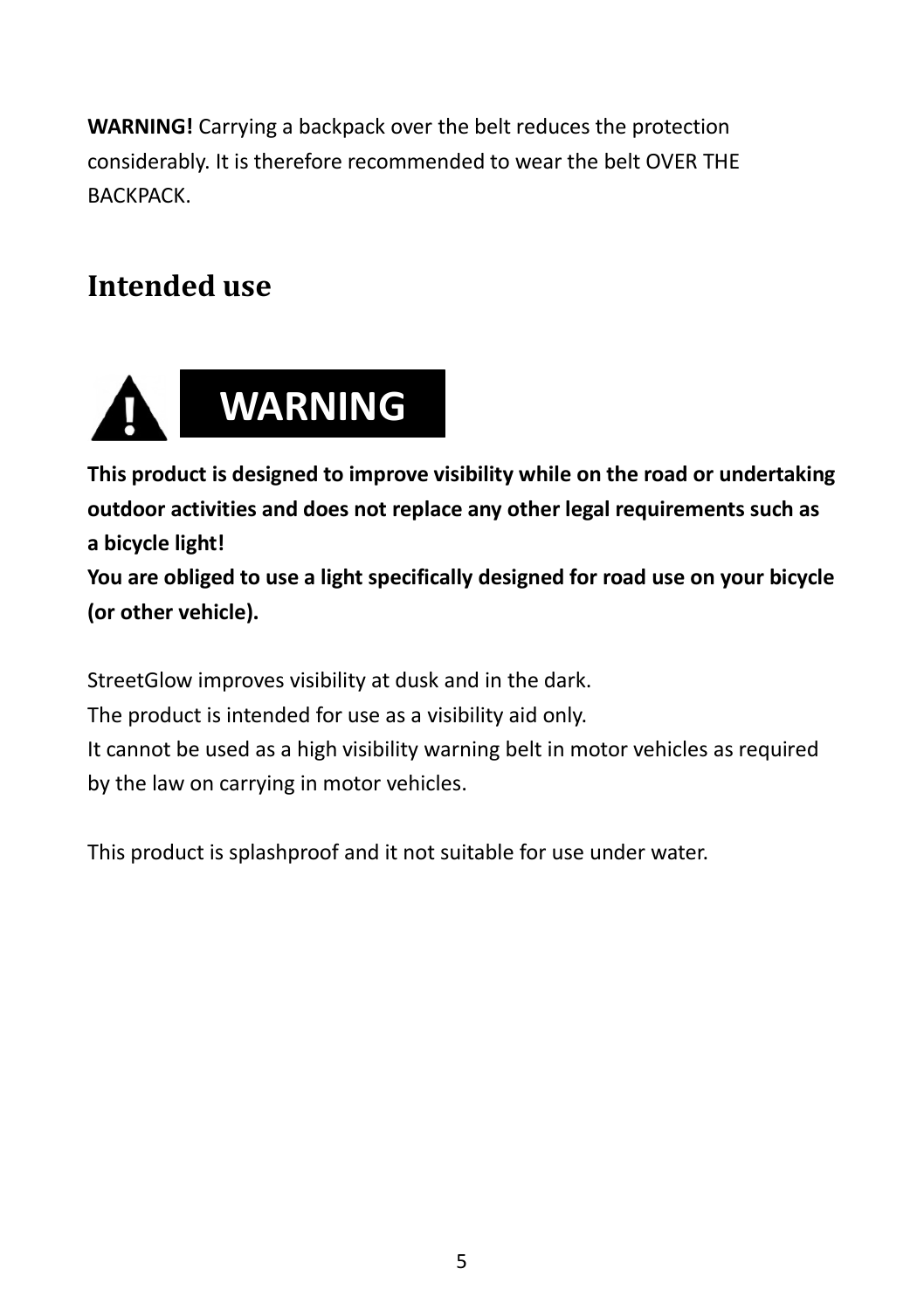**WARNING!** Carrying a backpack over the belt reduces the protection considerably. It is therefore recommended to wear the belt OVER THE BACKPACK.

## Intended use

**WARNING**

**This product is designed to improve visibility while on the road or undertaking outdoor activities and does not replace any other legal requirements such as a bicycle light!**
**You are obliged to use a light specifically designed for road use on your bicycle (or other vehicle).**

StreetGlow improves visibility at dusk and in the dark.
The product is intended for use as a visibility aid only.
It cannot be used as a high visibility warning belt in motor vehicles as required by the law on carrying in motor vehicles.

This product is splashproof and it not suitable for use under water.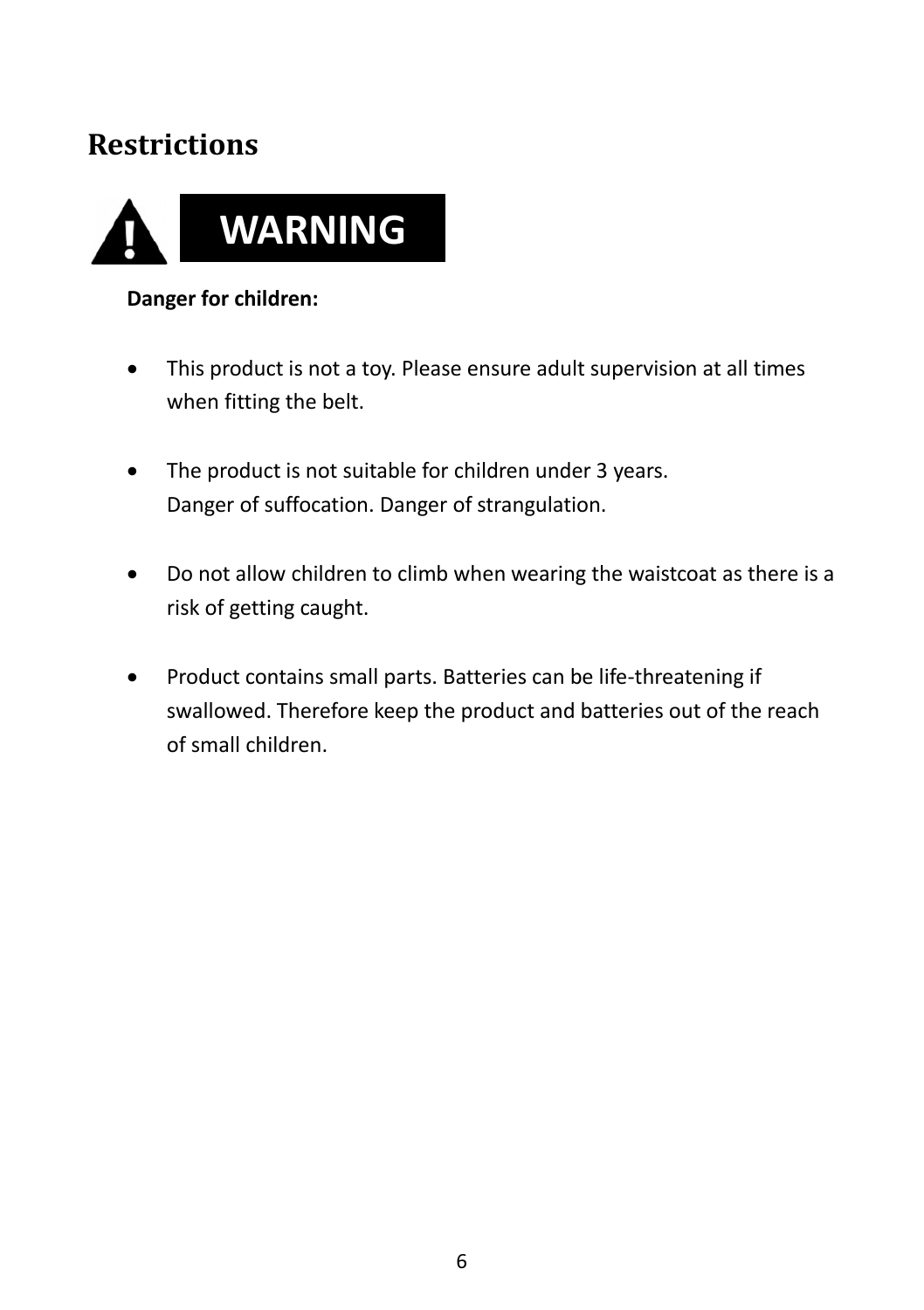## Restrictions

**WARNING**

**Danger for children:**

- This product is not a toy. Please ensure adult supervision at all times when fitting the belt.

- The product is not suitable for children under 3 years.
  Danger of suffocation. Danger of strangulation.

- Do not allow children to climb when wearing the waistcoat as there is a risk of getting caught.

- Product contains small parts. Batteries can be life-threatening if swallowed. Therefore keep the product and batteries out of the reach of small children.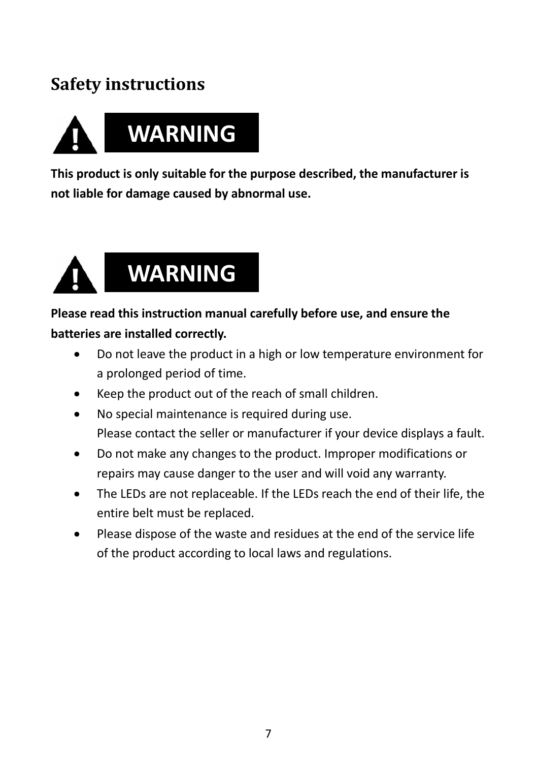## Safety instructions

**WARNING**

**This product is only suitable for the purpose described, the manufacturer is not liable for damage caused by abnormal use.**

**WARNING**

**Please read this instruction manual carefully before use, and ensure the batteries are installed correctly.**

- Do not leave the product in a high or low temperature environment for a prolonged period of time.
- Keep the product out of the reach of small children.
- No special maintenance is required during use.
  Please contact the seller or manufacturer if your device displays a fault.
- Do not make any changes to the product. Improper modifications or repairs may cause danger to the user and will void any warranty.
- The LEDs are not replaceable. If the LEDs reach the end of their life, the entire belt must be replaced.
- Please dispose of the waste and residues at the end of the service life of the product according to local laws and regulations.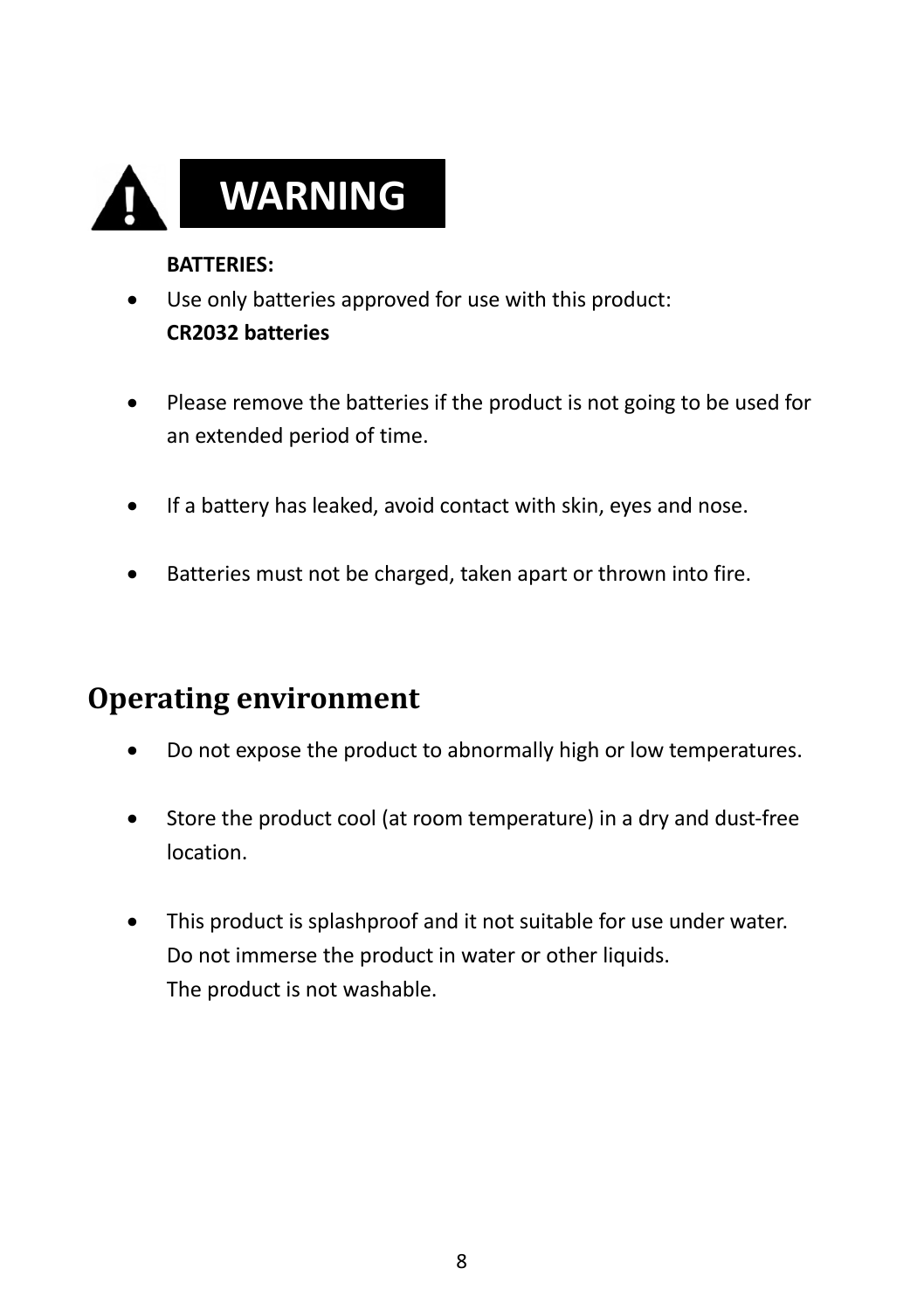# WARNING

**BATTERIES:**

- Use only batteries approved for use with this product:
  **CR2032 batteries**

- Please remove the batteries if the product is not going to be used for an extended period of time.

- If a battery has leaked, avoid contact with skin, eyes and nose.

- Batteries must not be charged, taken apart or thrown into fire.

## Operating environment

- Do not expose the product to abnormally high or low temperatures.

- Store the product cool (at room temperature) in a dry and dust-free location.

- This product is splashproof and it not suitable for use under water.
  Do not immerse the product in water or other liquids.
  The product is not washable.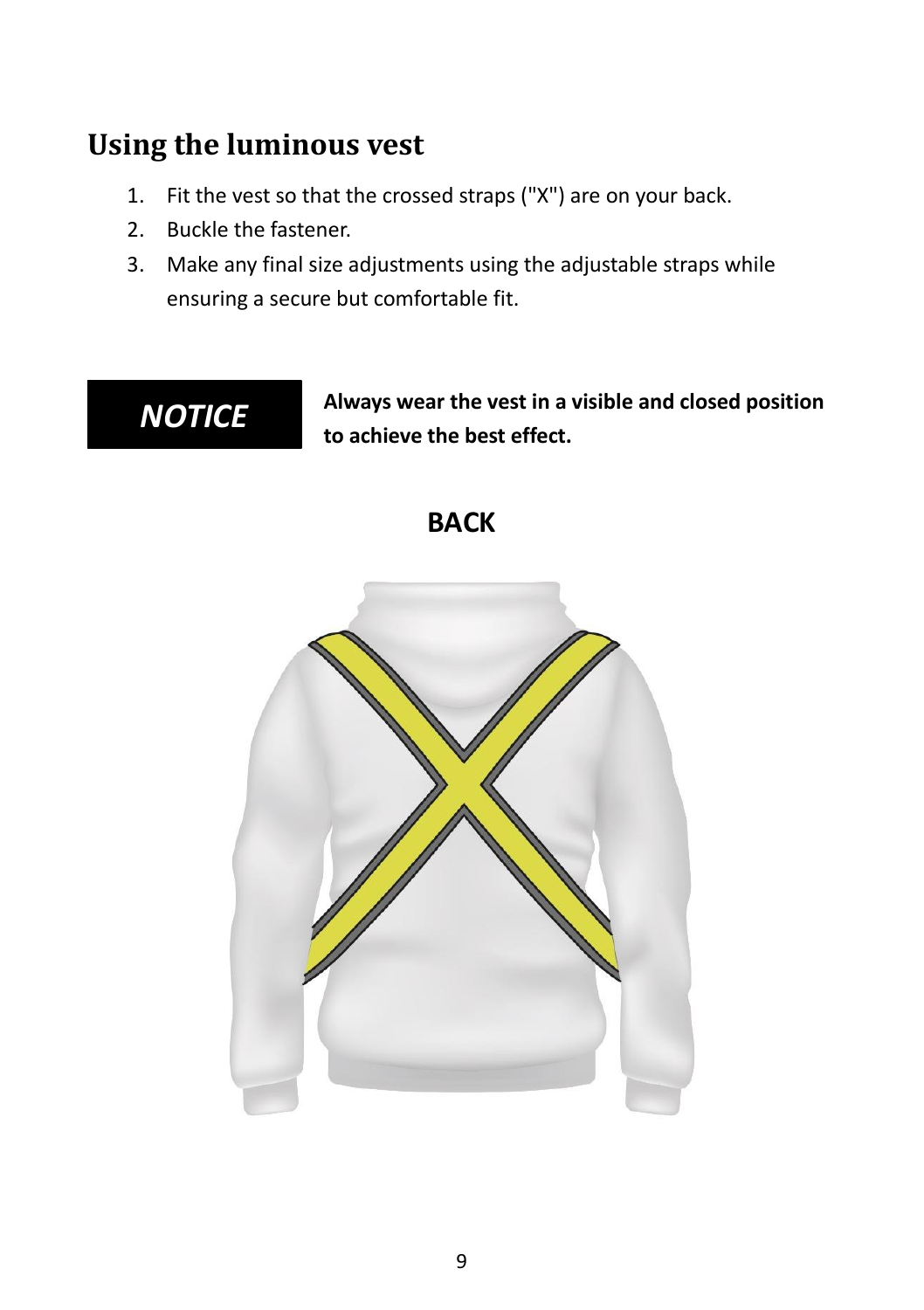# Using the luminous vest

1. Fit the vest so that the crossed straps ("X") are on your back.
2. Buckle the fastener.
3. Make any final size adjustments using the adjustable straps while ensuring a secure but comfortable fit.

***NOTICE*** **Always wear the vest in a visible and closed position to achieve the best effect.**

**BACK**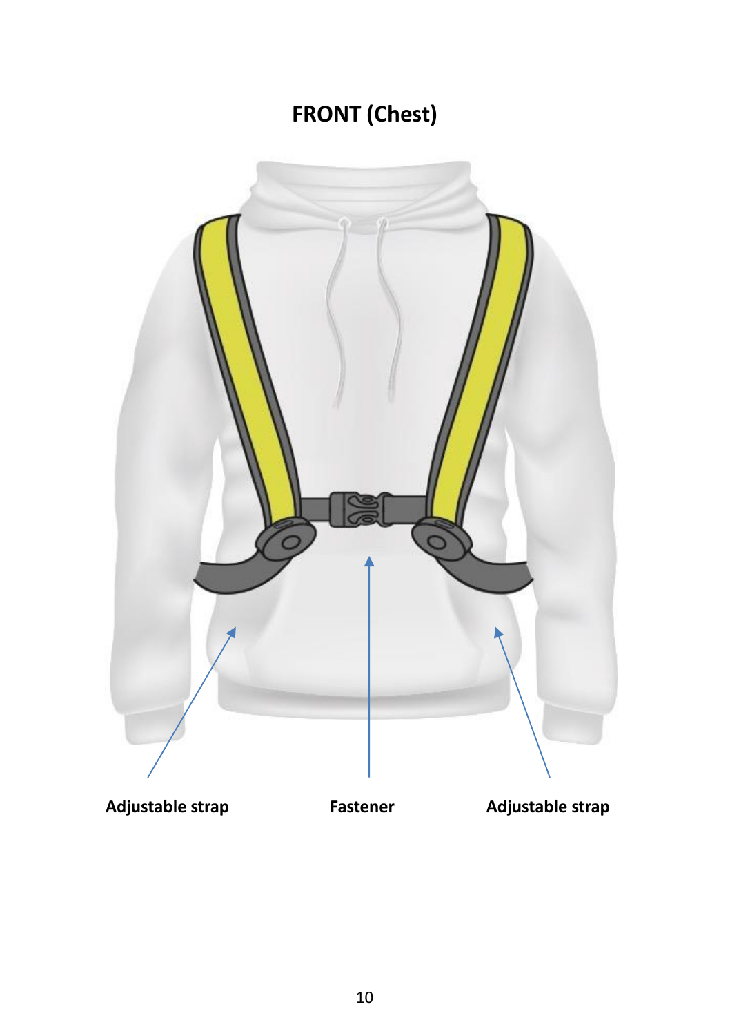# FRONT (Chest)

**Adjustable strap** **Fastener** **Adjustable strap**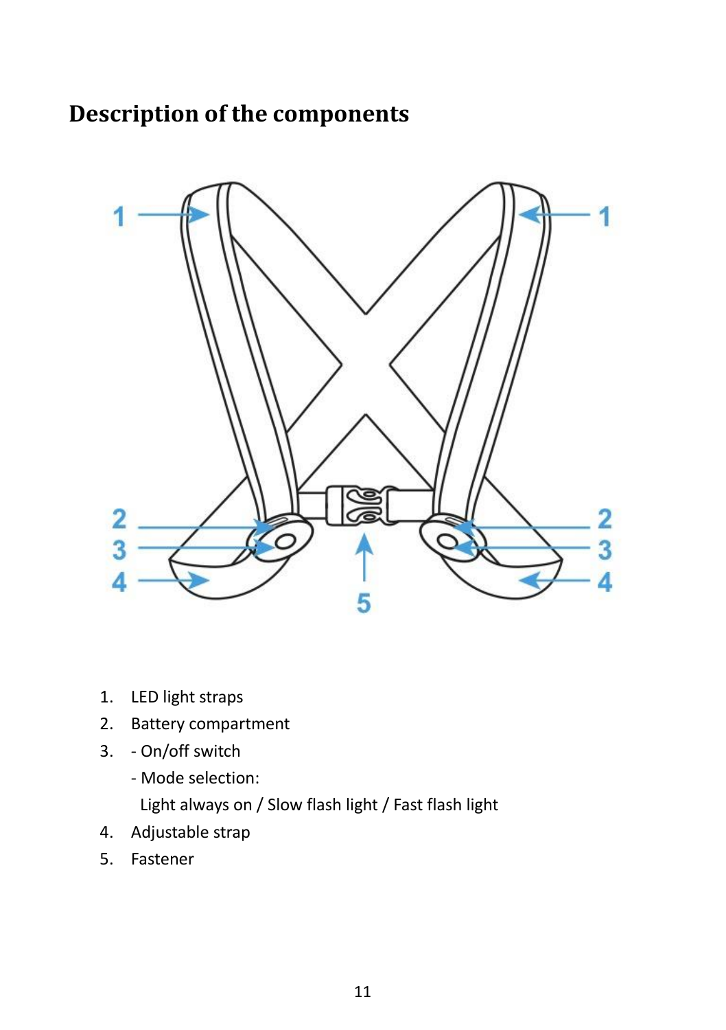# Description of the components

1. LED light straps
2. Battery compartment
3. - On/off switch
   - Mode selection:
     Light always on / Slow flash light / Fast flash light
4. Adjustable strap
5. Fastener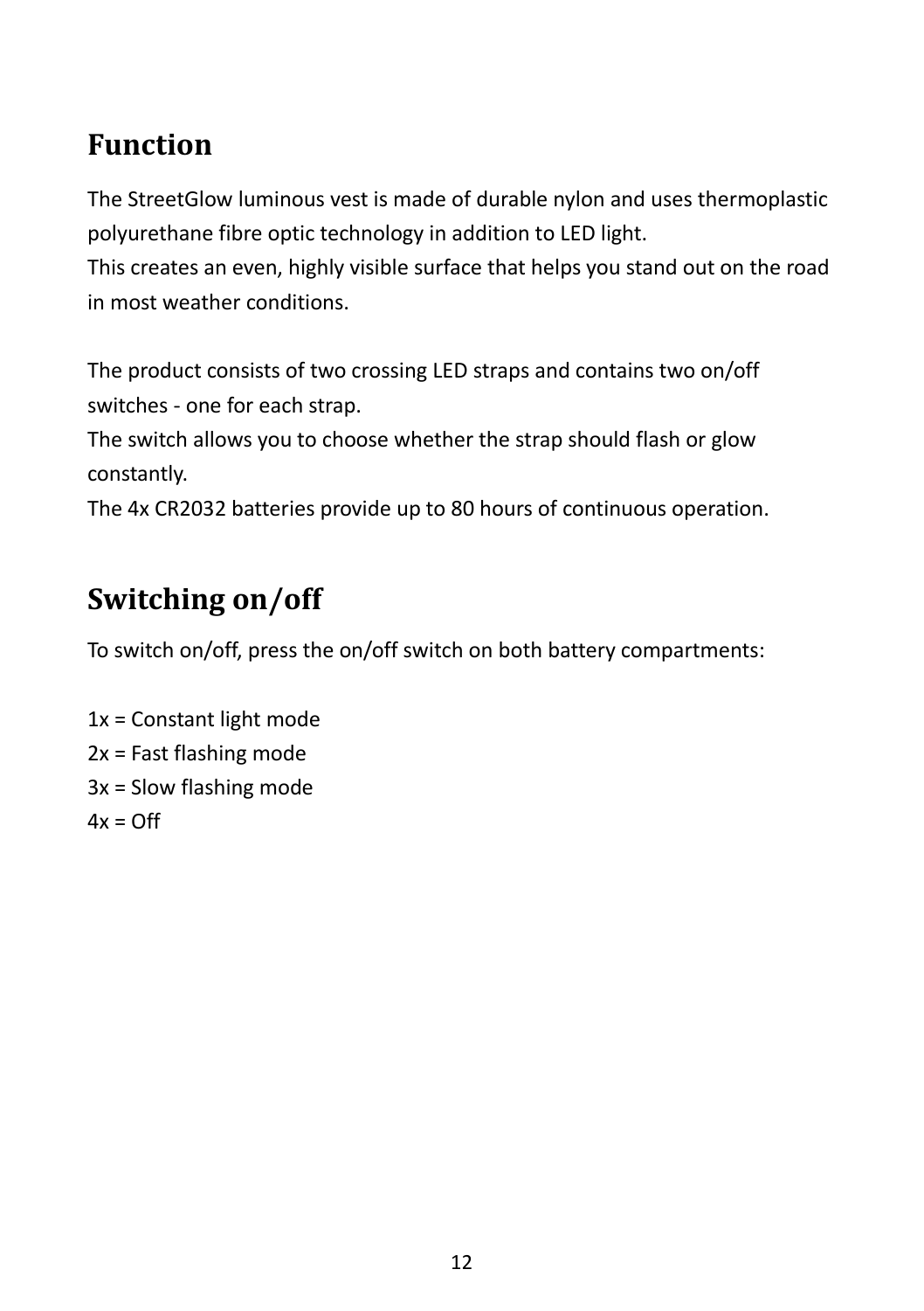## Function

The StreetGlow luminous vest is made of durable nylon and uses thermoplastic polyurethane fibre optic technology in addition to LED light.
This creates an even, highly visible surface that helps you stand out on the road in most weather conditions.

The product consists of two crossing LED straps and contains two on/off switches - one for each strap.
The switch allows you to choose whether the strap should flash or glow constantly.
The 4x CR2032 batteries provide up to 80 hours of continuous operation.

## Switching on/off

To switch on/off, press the on/off switch on both battery compartments:

1x = Constant light mode
2x = Fast flashing mode
3x = Slow flashing mode
4x = Off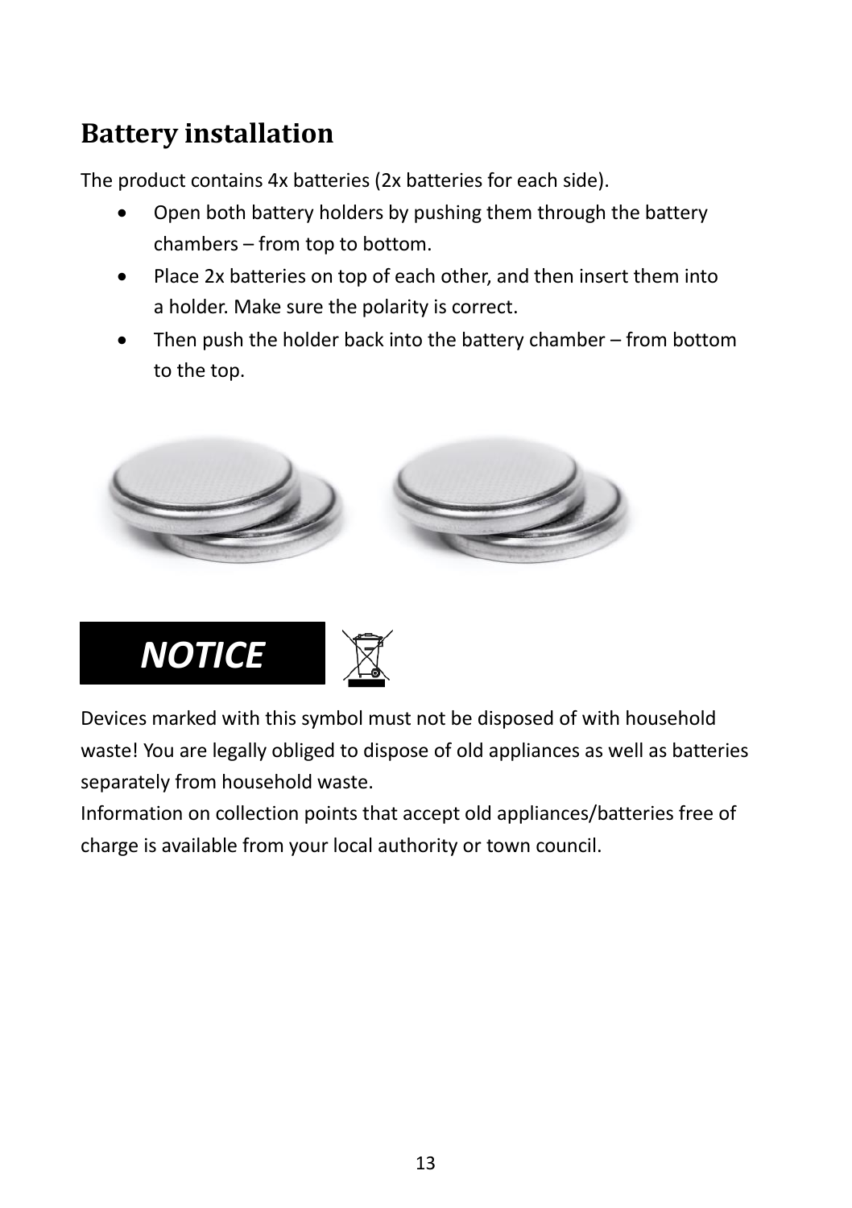## Battery installation

The product contains 4x batteries (2x batteries for each side).

- Open both battery holders by pushing them through the battery chambers – from top to bottom.
- Place 2x batteries on top of each other, and then insert them into a holder. Make sure the polarity is correct.
- Then push the holder back into the battery chamber – from bottom to the top.

***NOTICE***

Devices marked with this symbol must not be disposed of with household waste! You are legally obliged to dispose of old appliances as well as batteries separately from household waste.

Information on collection points that accept old appliances/batteries free of charge is available from your local authority or town council.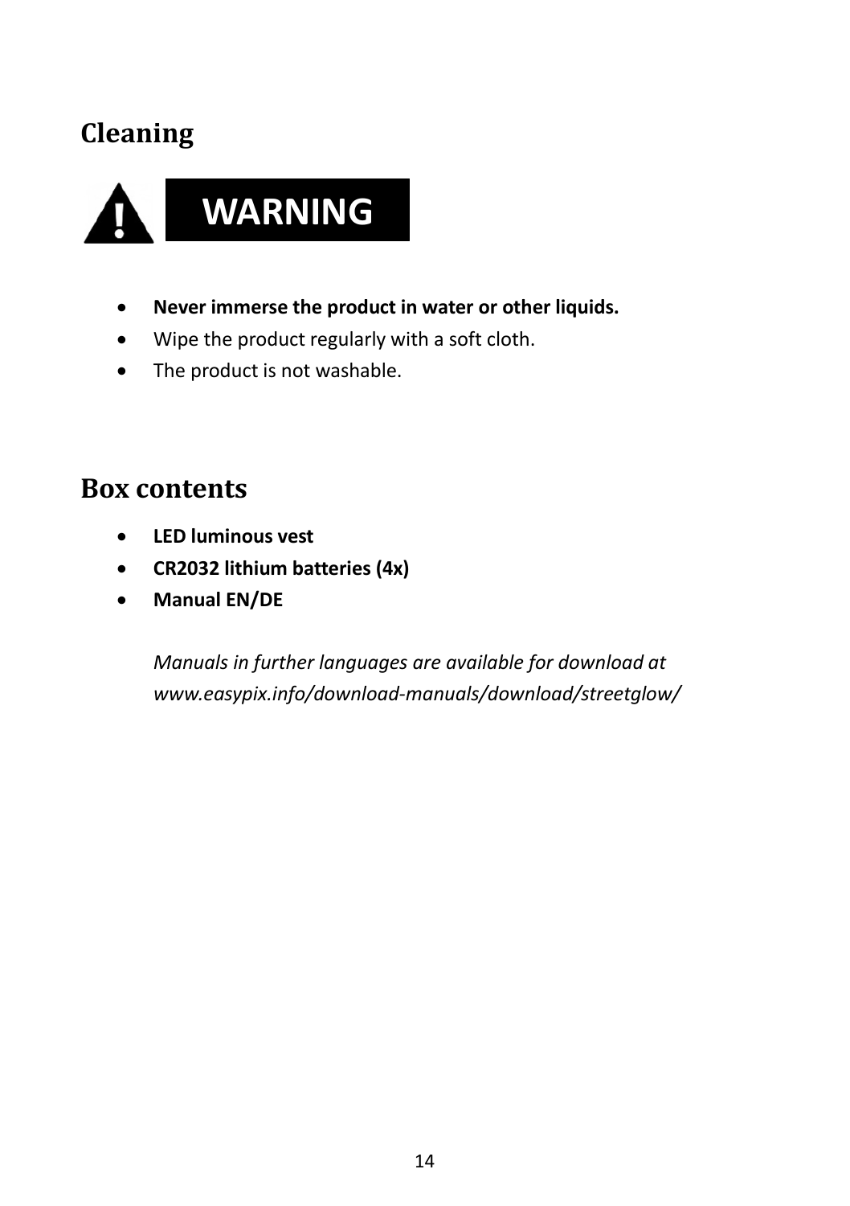## Cleaning

**WARNING**

- **Never immerse the product in water or other liquids.**
- Wipe the product regularly with a soft cloth.
- The product is not washable.

## Box contents

- **LED luminous vest**
- **CR2032 lithium batteries (4x)**
- **Manual EN/DE**

*Manuals in further languages are available for download at www.easypix.info/download-manuals/download/streetglow/*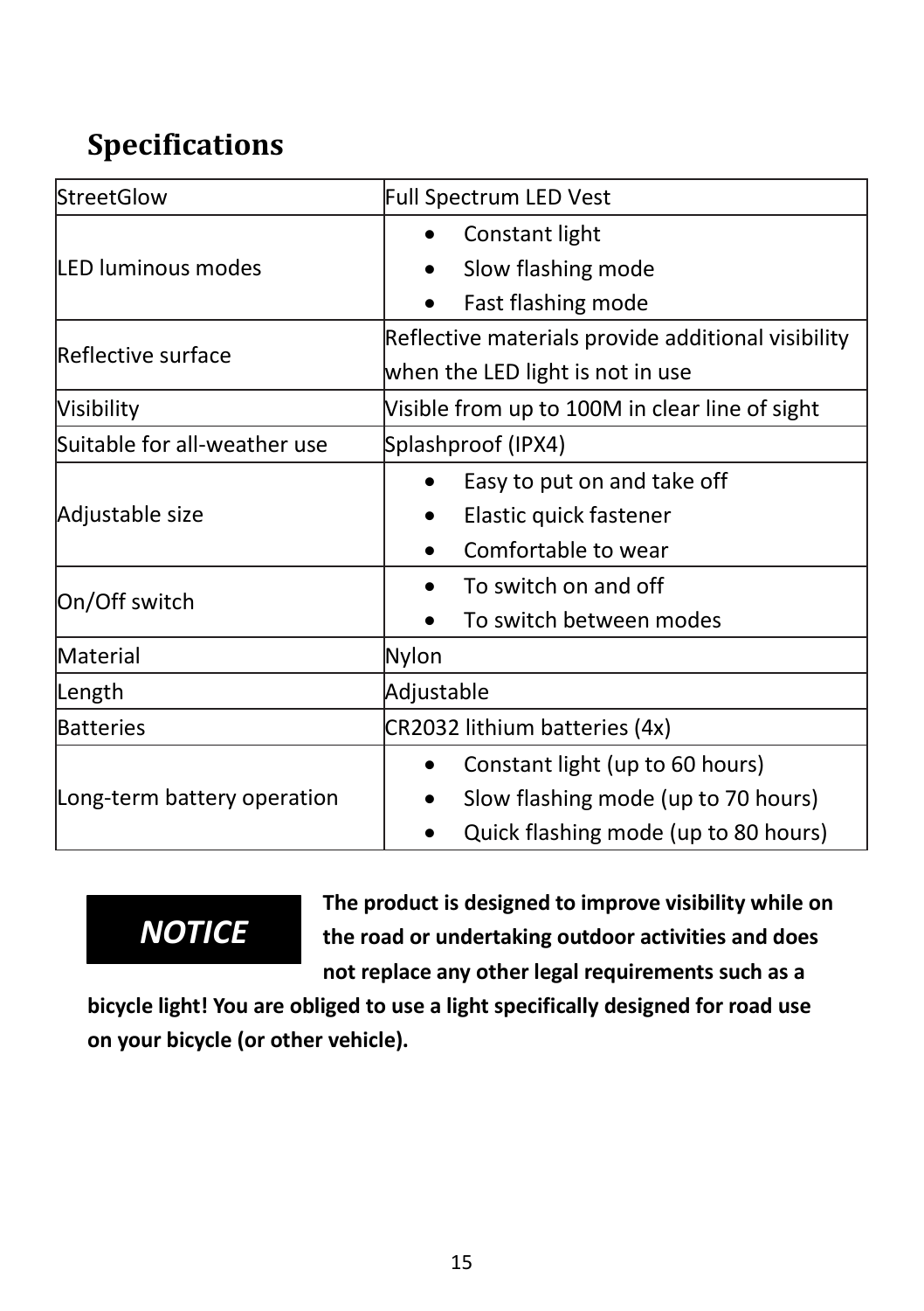## Specifications

| StreetGlow | Full Spectrum LED Vest |
|---|---|
| LED luminous modes | • Constant light<br>• Slow flashing mode<br>• Fast flashing mode |
| Reflective surface | Reflective materials provide additional visibility when the LED light is not in use |
| Visibility | Visible from up to 100M in clear line of sight |
| Suitable for all-weather use | Splashproof (IPX4) |
| Adjustable size | • Easy to put on and take off<br>• Elastic quick fastener<br>• Comfortable to wear |
| On/Off switch | • To switch on and off<br>• To switch between modes |
| Material | Nylon |
| Length | Adjustable |
| Batteries | CR2032 lithium batteries (4x) |
| Long-term battery operation | • Constant light (up to 60 hours)<br>• Slow flashing mode (up to 70 hours)<br>• Quick flashing mode (up to 80 hours) |

***NOTICE***

**The product is designed to improve visibility while on the road or undertaking outdoor activities and does not replace any other legal requirements such as a bicycle light! You are obliged to use a light specifically designed for road use on your bicycle (or other vehicle).**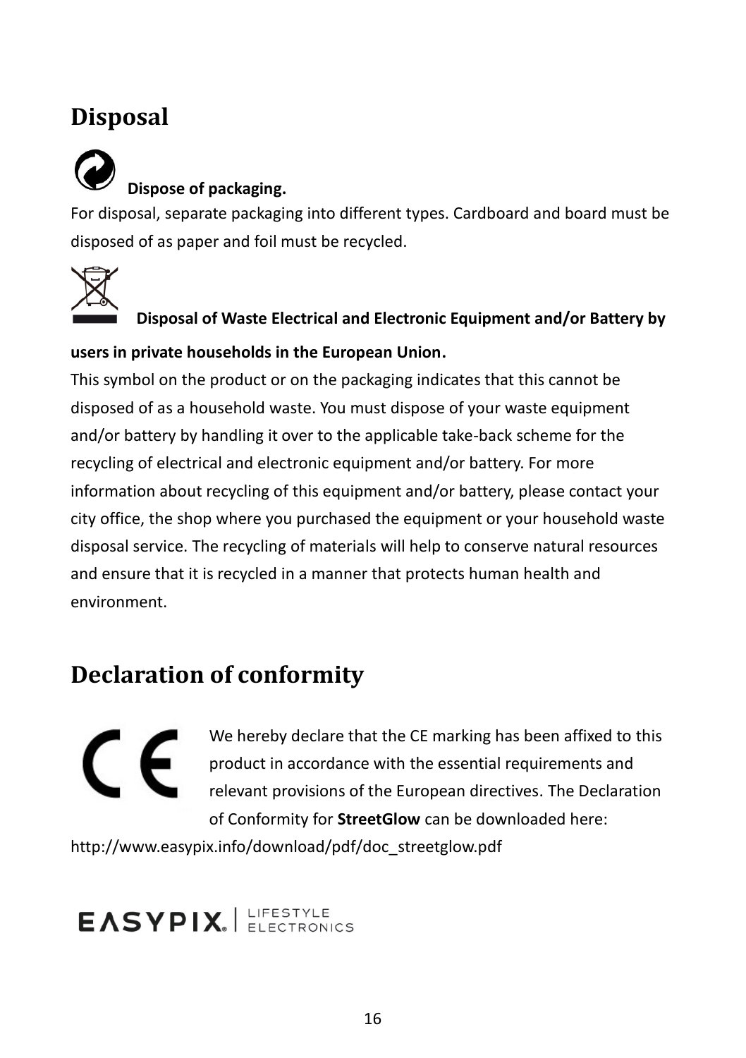## Disposal

**Dispose of packaging.**

For disposal, separate packaging into different types. Cardboard and board must be disposed of as paper and foil must be recycled.

**Disposal of Waste Electrical and Electronic Equipment and/or Battery by users in private households in the European Union.**

This symbol on the product or on the packaging indicates that this cannot be disposed of as a household waste. You must dispose of your waste equipment and/or battery by handling it over to the applicable take-back scheme for the recycling of electrical and electronic equipment and/or battery. For more information about recycling of this equipment and/or battery, please contact your city office, the shop where you purchased the equipment or your household waste disposal service. The recycling of materials will help to conserve natural resources and ensure that it is recycled in a manner that protects human health and environment.

## Declaration of conformity

We hereby declare that the CE marking has been affixed to this product in accordance with the essential requirements and relevant provisions of the European directives. The Declaration of Conformity for **StreetGlow** can be downloaded here:

http://www.easypix.info/download/pdf/doc_streetglow.pdf

EASYPIX | LIFESTYLE ELECTRONICS